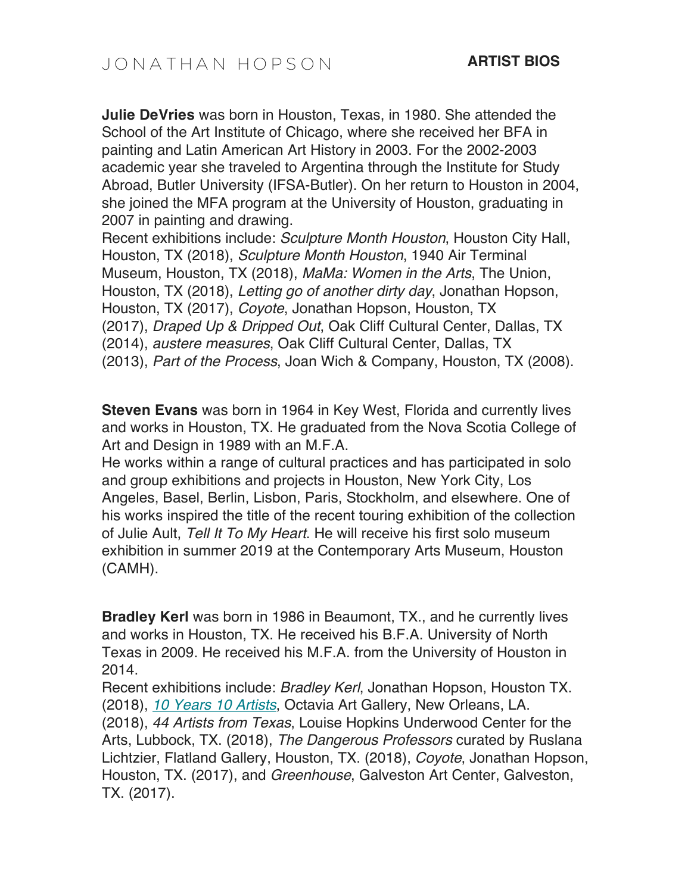# JONATHAN HOPSON

## ARTIST BIOS

**Julie DeVries** was born in Houston, Texas, in 1980. She attended the School of the Art Institute of Chicago, where she received her BFA in painting and Latin American Art History in 2003. For the 2002-2003 academic year she traveled to Argentina through the Institute for Study Abroad, Butler University (IFSA-Butler). On her return to Houston in 2004, she joined the MFA program at the University of Houston, graduating in 2007 in painting and drawing.
Recent exhibitions include: *Sculpture Month Houston*, Houston City Hall, Houston, TX (2018), *Sculpture Month Houston*, 1940 Air Terminal Museum, Houston, TX (2018), *MaMa: Women in the Arts*, The Union, Houston, TX (2018), *Letting go of another dirty day*, Jonathan Hopson, Houston, TX (2017), *Coyote*, Jonathan Hopson, Houston, TX (2017), *Draped Up & Dripped Out*, Oak Cliff Cultural Center, Dallas, TX (2014), *austere measures*, Oak Cliff Cultural Center, Dallas, TX (2013), *Part of the Process*, Joan Wich & Company, Houston, TX (2008).

**Steven Evans** was born in 1964 in Key West, Florida and currently lives and works in Houston, TX. He graduated from the Nova Scotia College of Art and Design in 1989 with an M.F.A.
He works within a range of cultural practices and has participated in solo and group exhibitions and projects in Houston, New York City, Los Angeles, Basel, Berlin, Lisbon, Paris, Stockholm, and elsewhere. One of his works inspired the title of the recent touring exhibition of the collection of Julie Ault, *Tell It To My Heart*. He will receive his first solo museum exhibition in summer 2019 at the Contemporary Arts Museum, Houston (CAMH).

**Bradley Kerl** was born in 1986 in Beaumont, TX., and he currently lives and works in Houston, TX. He received his B.F.A. University of North Texas in 2009. He received his M.F.A. from the University of Houston in 2014.
Recent exhibitions include: *Bradley Kerl*, Jonathan Hopson, Houston TX. (2018), *10 Years 10 Artists*, Octavia Art Gallery, New Orleans, LA. (2018), *44 Artists from Texas*, Louise Hopkins Underwood Center for the Arts, Lubbock, TX. (2018), *The Dangerous Professors* curated by Ruslana Lichtzier, Flatland Gallery, Houston, TX. (2018), *Coyote*, Jonathan Hopson, Houston, TX. (2017), and *Greenhouse*, Galveston Art Center, Galveston, TX. (2017).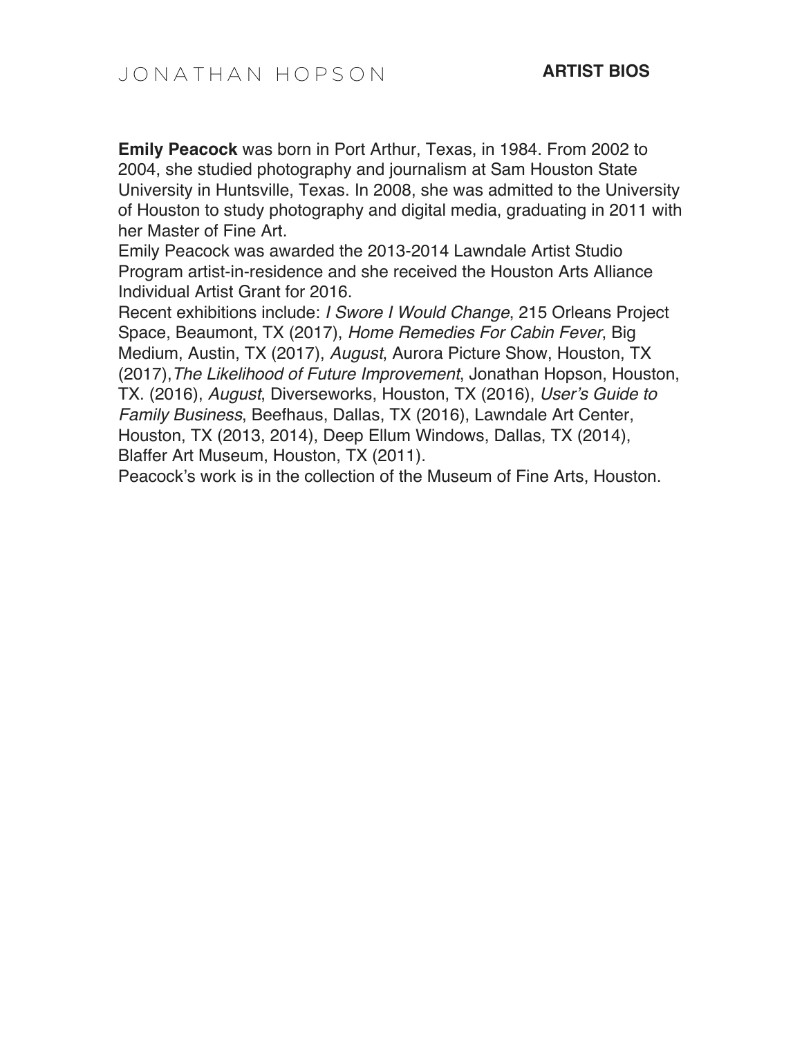**Emily Peacock** was born in Port Arthur, Texas, in 1984. From 2002 to 2004, she studied photography and journalism at Sam Houston State University in Huntsville, Texas. In 2008, she was admitted to the University of Houston to study photography and digital media, graduating in 2011 with her Master of Fine Art.

Emily Peacock was awarded the 2013-2014 Lawndale Artist Studio Program artist-in-residence and she received the Houston Arts Alliance Individual Artist Grant for 2016.

Recent exhibitions include: *I Swore I Would Change*, 215 Orleans Project Space, Beaumont, TX (2017), *Home Remedies For Cabin Fever*, Big Medium, Austin, TX (2017), *August*, Aurora Picture Show, Houston, TX (2017),*The Likelihood of Future Improvement*, Jonathan Hopson, Houston, TX. (2016), *August*, Diverseworks, Houston, TX (2016), *User's Guide to Family Business*, Beefhaus, Dallas, TX (2016), Lawndale Art Center, Houston, TX (2013, 2014), Deep Ellum Windows, Dallas, TX (2014), Blaffer Art Museum, Houston, TX (2011).

Peacock's work is in the collection of the Museum of Fine Arts, Houston.